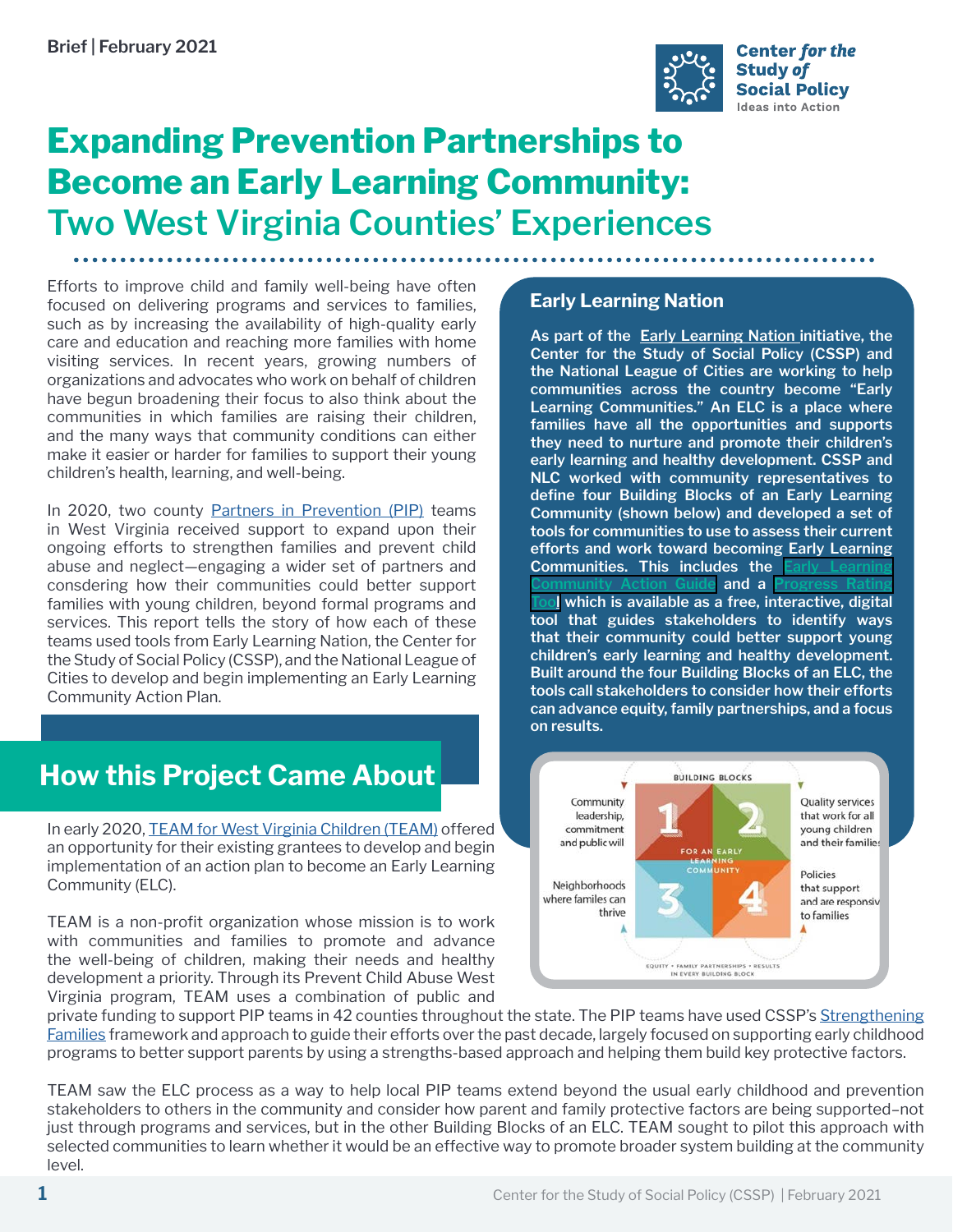Brief | February 2021

# Expanding Prevention Partnerships to Become an Early Learning Community: Two West Virginia Counties' Experiences

Efforts to improve child and family well-being have often focused on delivering programs and services to families, such as by increasing the availability of high-quality early care and education and reaching more families with home visiting services. In recent years, growing numbers of organizations and advocates who work on behalf of children have begun broadening their focus to also think about the communities in which families are raising their children, and the many ways that community conditions can either make it easier or harder for families to support their young children's health, learning, and well-being.

In 2020, two county Partners in Prevention (PIP) teams in West Virginia received support to expand upon their ongoing efforts to strengthen families and prevent child abuse and neglect—engaging a wider set of partners and consdering how their communities could better support families with young children, beyond formal programs and services. This report tells the story of how each of these teams used tools from Early Learning Nation, the Center for the Study of Social Policy (CSSP), and the National League of Cities to develop and begin implementing an Early Learning Community Action Plan.

### Early Learning Nation

**As part of the Early Learning Nation initiative, the Center for the Study of Social Policy (CSSP) and the National League of Cities are working to help communities across the country become "Early Learning Communities." An ELC is a place where families have all the opportunities and supports they need to nurture and promote their children's early learning and healthy development. CSSP and NLC worked with community representatives to define four Building Blocks of an Early Learning Community (shown below) and developed a set of tools for communities to use to assess their current efforts and work toward becoming Early Learning Communities. This includes the Early Learning Community Action Guide and a Progress Rating Tool which is available as a free, interactive, digital tool that guides stakeholders to identify ways that their community could better support young children's early learning and healthy development. Built around the four Building Blocks of an ELC, the tools call stakeholders to consider how their efforts can advance equity, family partnerships, and a focus on results.**

BUILDING BLOCKS

FOR AN EARLY LEARNING COMMUNITY

1. Community leadership, commitment and public will
2. Quality services that work for all young children and their families
3. Neighborhoods where familes can thrive
4. Policies that support and are responsive to families

EQUITY • FAMILY PARTNERSHIPS • RESULTS IN EVERY BUILDING BLOCK

## How this Project Came About

In early 2020, TEAM for West Virginia Children (TEAM) offered an opportunity for their existing grantees to develop and begin implementation of an action plan to become an Early Learning Community (ELC).

TEAM is a non-profit organization whose mission is to work with communities and families to promote and advance the well-being of children, making their needs and healthy development a priority. Through its Prevent Child Abuse West Virginia program, TEAM uses a combination of public and private funding to support PIP teams in 42 counties throughout the state. The PIP teams have used CSSP's Strengthening Families framework and approach to guide their efforts over the past decade, largely focused on supporting early childhood programs to better support parents by using a strengths-based approach and helping them build key protective factors.

TEAM saw the ELC process as a way to help local PIP teams extend beyond the usual early childhood and prevention stakeholders to others in the community and consider how parent and family protective factors are being supported–not just through programs and services, but in the other Building Blocks of an ELC. TEAM sought to pilot this approach with selected communities to learn whether it would be an effective way to promote broader system building at the community level.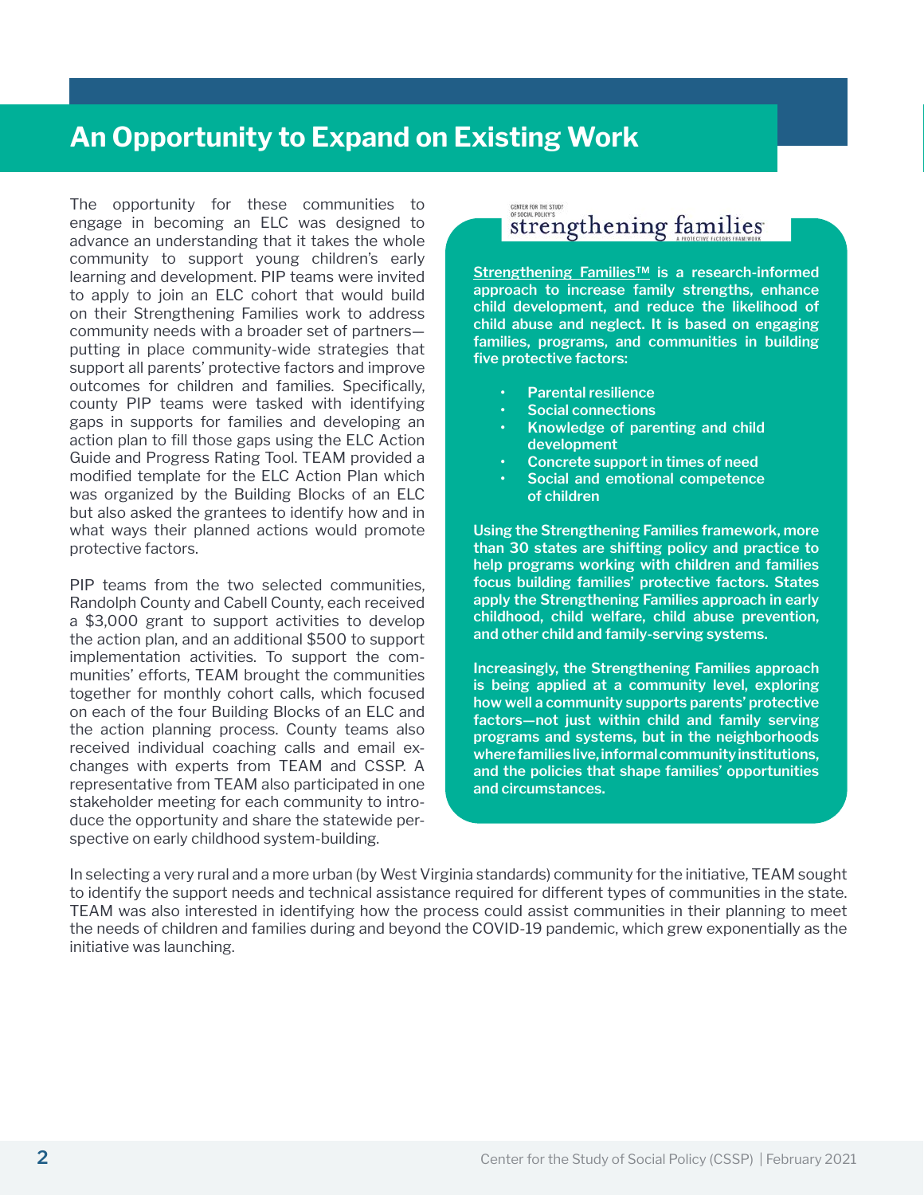# An Opportunity to Expand on Existing Work

The opportunity for these communities to engage in becoming an ELC was designed to advance an understanding that it takes the whole community to support young children's early learning and development. PIP teams were invited to apply to join an ELC cohort that would build on their Strengthening Families work to address community needs with a broader set of partners—putting in place community-wide strategies that support all parents' protective factors and improve outcomes for children and families. Specifically, county PIP teams were tasked with identifying gaps in supports for families and developing an action plan to fill those gaps using the ELC Action Guide and Progress Rating Tool. TEAM provided a modified template for the ELC Action Plan which was organized by the Building Blocks of an ELC but also asked the grantees to identify how and in what ways their planned actions would promote protective factors.

PIP teams from the two selected communities, Randolph County and Cabell County, each received a $3,000 grant to support activities to develop the action plan, and an additional $500 to support implementation activities. To support the communities' efforts, TEAM brought the communities together for monthly cohort calls, which focused on each of the four Building Blocks of an ELC and the action planning process. County teams also received individual coaching calls and email exchanges with experts from TEAM and CSSP. A representative from TEAM also participated in one stakeholder meeting for each community to introduce the opportunity and share the statewide perspective on early childhood system-building.

CENTER FOR THE STUDY OF SOCIAL POLICY'S strengthening families A PROTECTIVE FACTORS FRAMEWORK

**Strengthening Families™ is a research-informed approach to increase family strengths, enhance child development, and reduce the likelihood of child abuse and neglect. It is based on engaging families, programs, and communities in building five protective factors:**

- **Parental resilience**
- **Social connections**
- **Knowledge of parenting and child development**
- **Concrete support in times of need**
- **Social and emotional competence of children**

**Using the Strengthening Families framework, more than 30 states are shifting policy and practice to help programs working with children and families focus building families' protective factors. States apply the Strengthening Families approach in early childhood, child welfare, child abuse prevention, and other child and family-serving systems.**

**Increasingly, the Strengthening Families approach is being applied at a community level, exploring how well a community supports parents' protective factors—not just within child and family serving programs and systems, but in the neighborhoods where families live, informal community institutions, and the policies that shape families' opportunities and circumstances.**

In selecting a very rural and a more urban (by West Virginia standards) community for the initiative, TEAM sought to identify the support needs and technical assistance required for different types of communities in the state. TEAM was also interested in identifying how the process could assist communities in their planning to meet the needs of children and families during and beyond the COVID-19 pandemic, which grew exponentially as the initiative was launching.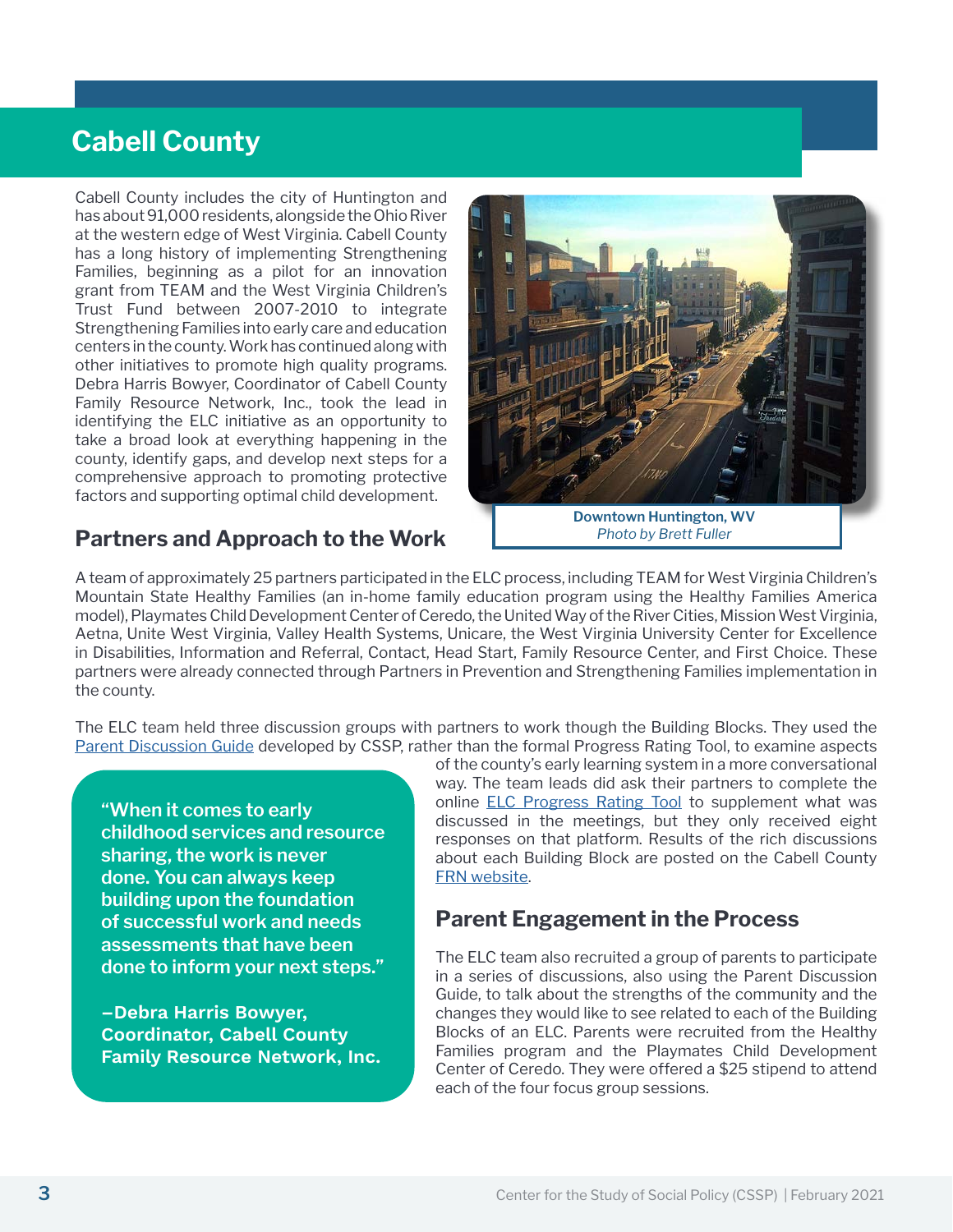## Cabell County

Cabell County includes the city of Huntington and has about 91,000 residents, alongside the Ohio River at the western edge of West Virginia. Cabell County has a long history of implementing Strengthening Families, beginning as a pilot for an innovation grant from TEAM and the West Virginia Children's Trust Fund between 2007-2010 to integrate Strengthening Families into early care and education centers in the county. Work has continued along with other initiatives to promote high quality programs. Debra Harris Bowyer, Coordinator of Cabell County Family Resource Network, Inc., took the lead in identifying the ELC initiative as an opportunity to take a broad look at everything happening in the county, identify gaps, and develop next steps for a comprehensive approach to promoting protective factors and supporting optimal child development.

**Downtown Huntington, WV**
*Photo by Brett Fuller*

### Partners and Approach to the Work

A team of approximately 25 partners participated in the ELC process, including TEAM for West Virginia Children's Mountain State Healthy Families (an in-home family education program using the Healthy Families America model), Playmates Child Development Center of Ceredo, the United Way of the River Cities, Mission West Virginia, Aetna, Unite West Virginia, Valley Health Systems, Unicare, the West Virginia University Center for Excellence in Disabilities, Information and Referral, Contact, Head Start, Family Resource Center, and First Choice. These partners were already connected through Partners in Prevention and Strengthening Families implementation in the county.

The ELC team held three discussion groups with partners to work though the Building Blocks. They used the Parent Discussion Guide developed by CSSP, rather than the formal Progress Rating Tool, to examine aspects of the county's early learning system in a more conversational way. The team leads did ask their partners to complete the online ELC Progress Rating Tool to supplement what was discussed in the meetings, but they only received eight responses on that platform. Results of the rich discussions about each Building Block are posted on the Cabell County FRN website.

> **"When it comes to early childhood services and resource sharing, the work is never done. You can always keep building upon the foundation of successful work and needs assessments that have been done to inform your next steps."**
>
> **–Debra Harris Bowyer, Coordinator, Cabell County Family Resource Network, Inc.**

### Parent Engagement in the Process

The ELC team also recruited a group of parents to participate in a series of discussions, also using the Parent Discussion Guide, to talk about the strengths of the community and the changes they would like to see related to each of the Building Blocks of an ELC. Parents were recruited from the Healthy Families program and the Playmates Child Development Center of Ceredo. They were offered a $25 stipend to attend each of the four focus group sessions.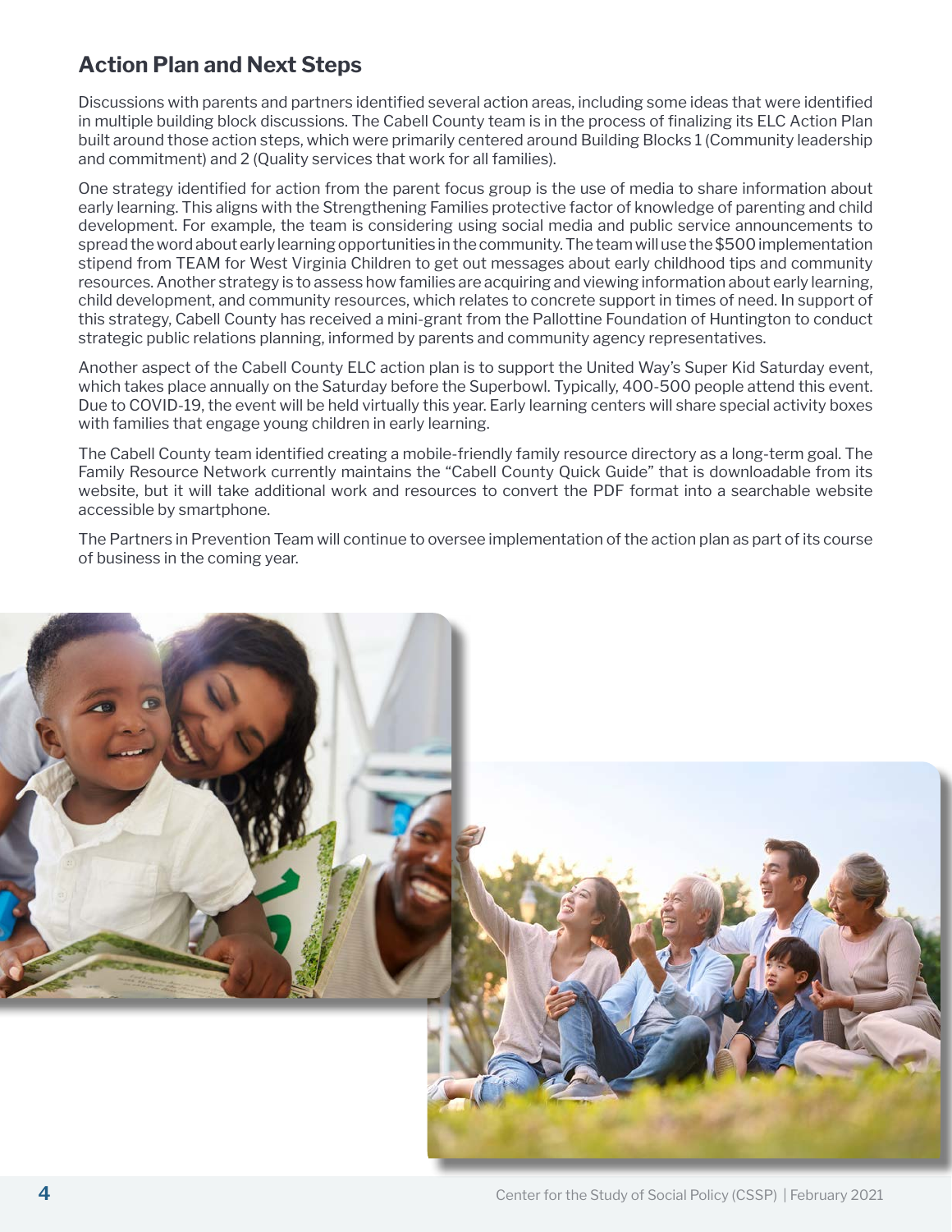## Action Plan and Next Steps

Discussions with parents and partners identified several action areas, including some ideas that were identified in multiple building block discussions. The Cabell County team is in the process of finalizing its ELC Action Plan built around those action steps, which were primarily centered around Building Blocks 1 (Community leadership and commitment) and 2 (Quality services that work for all families).

One strategy identified for action from the parent focus group is the use of media to share information about early learning. This aligns with the Strengthening Families protective factor of knowledge of parenting and child development. For example, the team is considering using social media and public service announcements to spread the word about early learning opportunities in the community. The team will use the $500 implementation stipend from TEAM for West Virginia Children to get out messages about early childhood tips and community resources. Another strategy is to assess how families are acquiring and viewing information about early learning, child development, and community resources, which relates to concrete support in times of need. In support of this strategy, Cabell County has received a mini-grant from the Pallottine Foundation of Huntington to conduct strategic public relations planning, informed by parents and community agency representatives.

Another aspect of the Cabell County ELC action plan is to support the United Way's Super Kid Saturday event, which takes place annually on the Saturday before the Superbowl. Typically, 400-500 people attend this event. Due to COVID-19, the event will be held virtually this year. Early learning centers will share special activity boxes with families that engage young children in early learning.

The Cabell County team identified creating a mobile-friendly family resource directory as a long-term goal. The Family Resource Network currently maintains the "Cabell County Quick Guide" that is downloadable from its website, but it will take additional work and resources to convert the PDF format into a searchable website accessible by smartphone.

The Partners in Prevention Team will continue to oversee implementation of the action plan as part of its course of business in the coming year.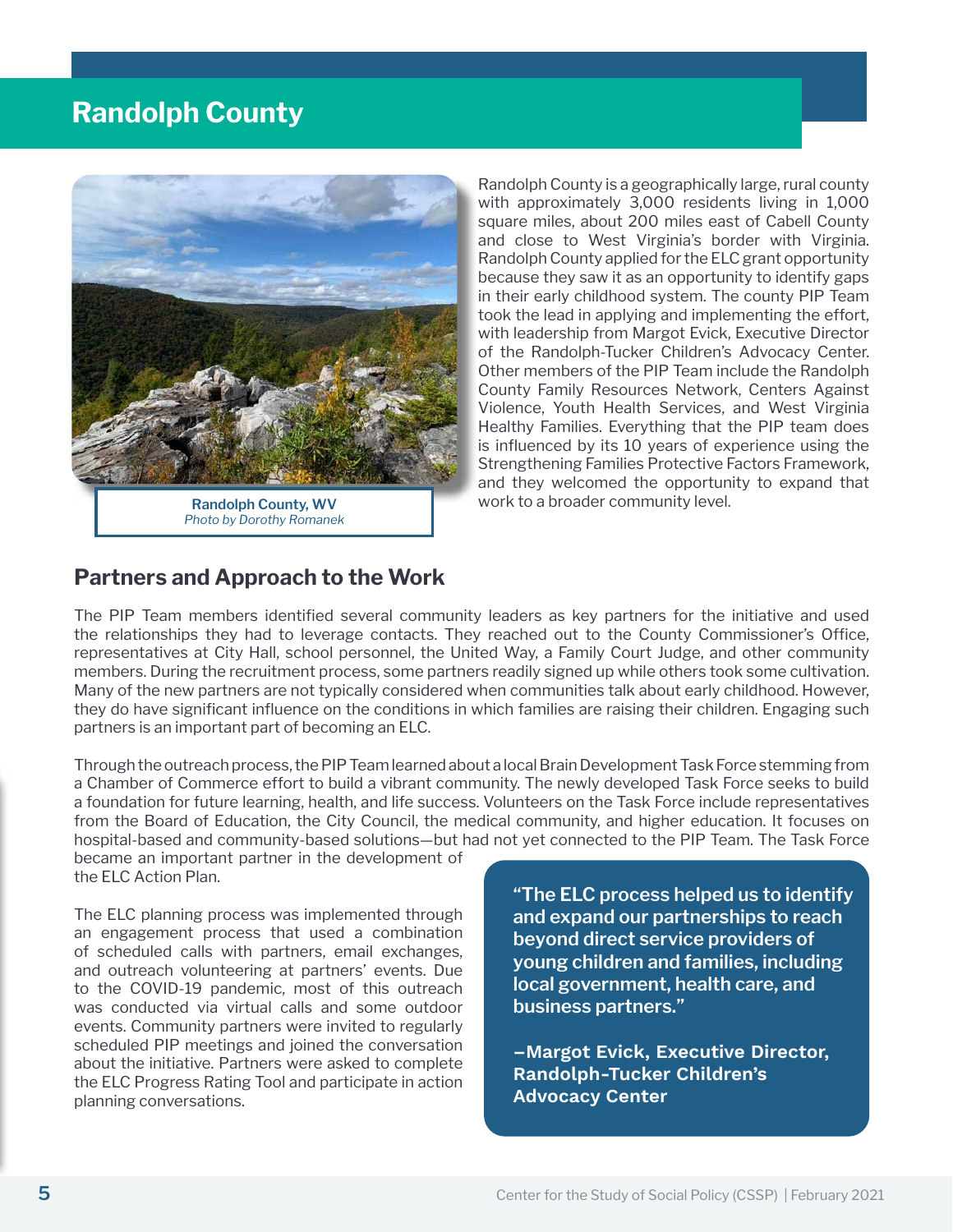## Randolph County

Randolph County, WV
*Photo by Dorothy Romanek*

Randolph County is a geographically large, rural county with approximately 3,000 residents living in 1,000 square miles, about 200 miles east of Cabell County and close to West Virginia's border with Virginia. Randolph County applied for the ELC grant opportunity because they saw it as an opportunity to identify gaps in their early childhood system. The county PIP Team took the lead in applying and implementing the effort, with leadership from Margot Evick, Executive Director of the Randolph-Tucker Children's Advocacy Center. Other members of the PIP Team include the Randolph County Family Resources Network, Centers Against Violence, Youth Health Services, and West Virginia Healthy Families. Everything that the PIP team does is influenced by its 10 years of experience using the Strengthening Families Protective Factors Framework, and they welcomed the opportunity to expand that work to a broader community level.

### Partners and Approach to the Work

The PIP Team members identified several community leaders as key partners for the initiative and used the relationships they had to leverage contacts. They reached out to the County Commissioner's Office, representatives at City Hall, school personnel, the United Way, a Family Court Judge, and other community members. During the recruitment process, some partners readily signed up while others took some cultivation. Many of the new partners are not typically considered when communities talk about early childhood. However, they do have significant influence on the conditions in which families are raising their children. Engaging such partners is an important part of becoming an ELC.

Through the outreach process, the PIP Team learned about a local Brain Development Task Force stemming from a Chamber of Commerce effort to build a vibrant community. The newly developed Task Force seeks to build a foundation for future learning, health, and life success. Volunteers on the Task Force include representatives from the Board of Education, the City Council, the medical community, and higher education. It focuses on hospital-based and community-based solutions—but had not yet connected to the PIP Team. The Task Force became an important partner in the development of the ELC Action Plan.

The ELC planning process was implemented through an engagement process that used a combination of scheduled calls with partners, email exchanges, and outreach volunteering at partners' events. Due to the COVID-19 pandemic, most of this outreach was conducted via virtual calls and some outdoor events. Community partners were invited to regularly scheduled PIP meetings and joined the conversation about the initiative. Partners were asked to complete the ELC Progress Rating Tool and participate in action planning conversations.

> **"The ELC process helped us to identify and expand our partnerships to reach beyond direct service providers of young children and families, including local government, health care, and business partners."**
>
> **—Margot Evick, Executive Director, Randolph-Tucker Children's Advocacy Center**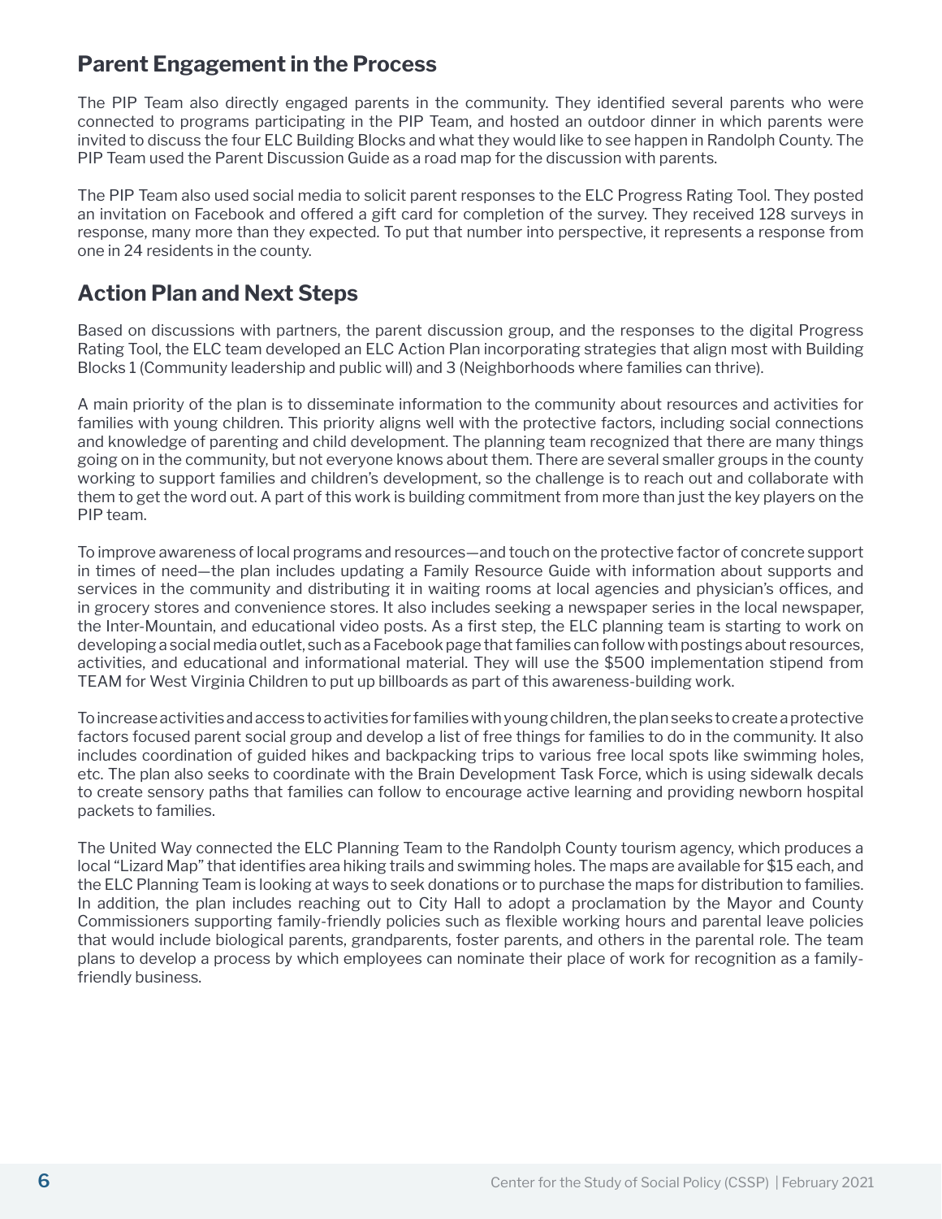## Parent Engagement in the Process

The PIP Team also directly engaged parents in the community. They identified several parents who were connected to programs participating in the PIP Team, and hosted an outdoor dinner in which parents were invited to discuss the four ELC Building Blocks and what they would like to see happen in Randolph County. The PIP Team used the Parent Discussion Guide as a road map for the discussion with parents.

The PIP Team also used social media to solicit parent responses to the ELC Progress Rating Tool. They posted an invitation on Facebook and offered a gift card for completion of the survey. They received 128 surveys in response, many more than they expected. To put that number into perspective, it represents a response from one in 24 residents in the county.

## Action Plan and Next Steps

Based on discussions with partners, the parent discussion group, and the responses to the digital Progress Rating Tool, the ELC team developed an ELC Action Plan incorporating strategies that align most with Building Blocks 1 (Community leadership and public will) and 3 (Neighborhoods where families can thrive).

A main priority of the plan is to disseminate information to the community about resources and activities for families with young children. This priority aligns well with the protective factors, including social connections and knowledge of parenting and child development. The planning team recognized that there are many things going on in the community, but not everyone knows about them. There are several smaller groups in the county working to support families and children's development, so the challenge is to reach out and collaborate with them to get the word out. A part of this work is building commitment from more than just the key players on the PIP team.

To improve awareness of local programs and resources—and touch on the protective factor of concrete support in times of need—the plan includes updating a Family Resource Guide with information about supports and services in the community and distributing it in waiting rooms at local agencies and physician's offices, and in grocery stores and convenience stores. It also includes seeking a newspaper series in the local newspaper, the Inter-Mountain, and educational video posts. As a first step, the ELC planning team is starting to work on developing a social media outlet, such as a Facebook page that families can follow with postings about resources, activities, and educational and informational material. They will use the $500 implementation stipend from TEAM for West Virginia Children to put up billboards as part of this awareness-building work.

To increase activities and access to activities for families with young children, the plan seeks to create a protective factors focused parent social group and develop a list of free things for families to do in the community. It also includes coordination of guided hikes and backpacking trips to various free local spots like swimming holes, etc. The plan also seeks to coordinate with the Brain Development Task Force, which is using sidewalk decals to create sensory paths that families can follow to encourage active learning and providing newborn hospital packets to families.

The United Way connected the ELC Planning Team to the Randolph County tourism agency, which produces a local "Lizard Map" that identifies area hiking trails and swimming holes. The maps are available for $15 each, and the ELC Planning Team is looking at ways to seek donations or to purchase the maps for distribution to families. In addition, the plan includes reaching out to City Hall to adopt a proclamation by the Mayor and County Commissioners supporting family-friendly policies such as flexible working hours and parental leave policies that would include biological parents, grandparents, foster parents, and others in the parental role. The team plans to develop a process by which employees can nominate their place of work for recognition as a family-friendly business.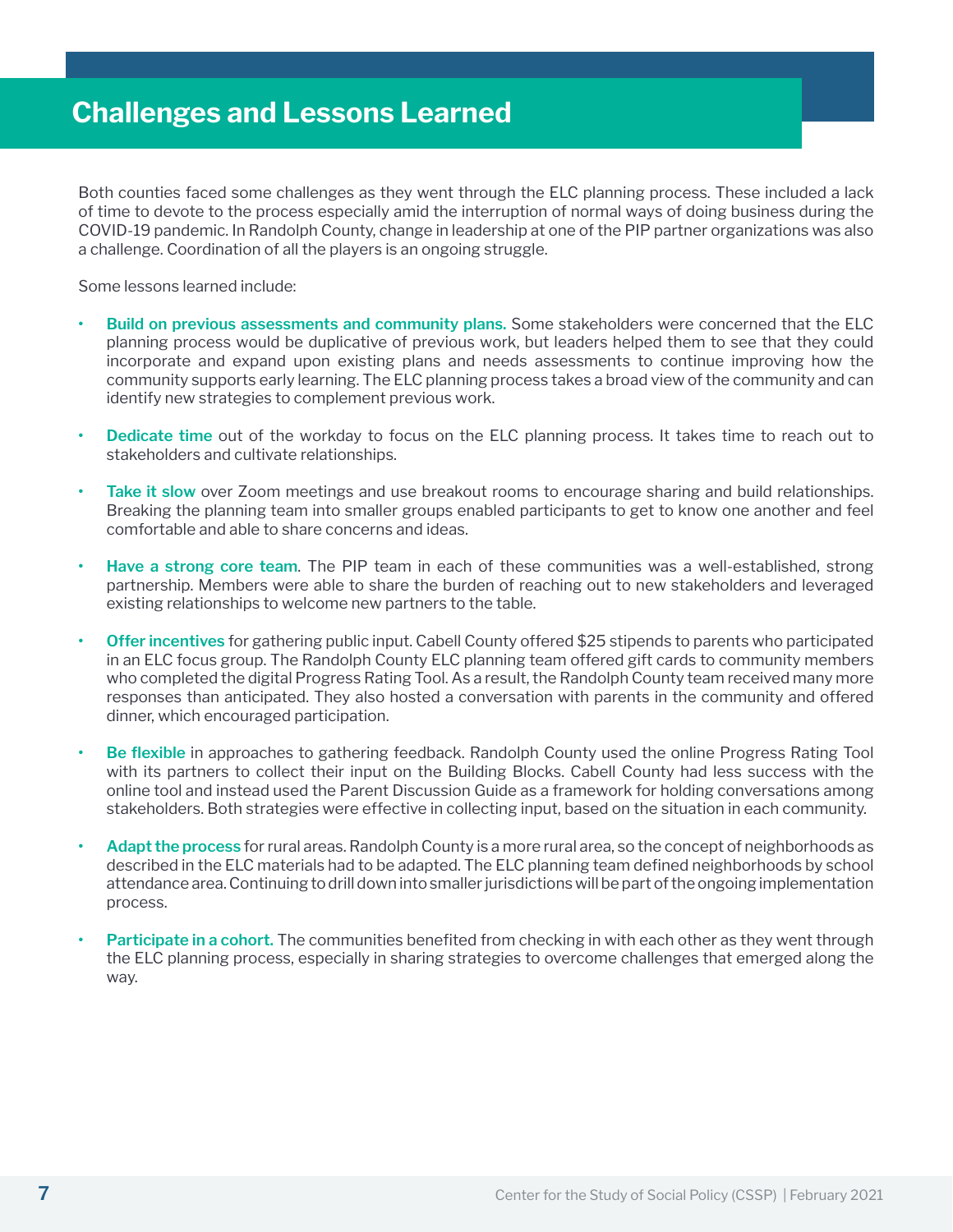# Challenges and Lessons Learned

Both counties faced some challenges as they went through the ELC planning process. These included a lack of time to devote to the process especially amid the interruption of normal ways of doing business during the COVID-19 pandemic. In Randolph County, change in leadership at one of the PIP partner organizations was also a challenge. Coordination of all the players is an ongoing struggle.

Some lessons learned include:

- **Build on previous assessments and community plans.** Some stakeholders were concerned that the ELC planning process would be duplicative of previous work, but leaders helped them to see that they could incorporate and expand upon existing plans and needs assessments to continue improving how the community supports early learning. The ELC planning process takes a broad view of the community and can identify new strategies to complement previous work.

- **Dedicate time** out of the workday to focus on the ELC planning process. It takes time to reach out to stakeholders and cultivate relationships.

- **Take it slow** over Zoom meetings and use breakout rooms to encourage sharing and build relationships. Breaking the planning team into smaller groups enabled participants to get to know one another and feel comfortable and able to share concerns and ideas.

- **Have a strong core team.** The PIP team in each of these communities was a well-established, strong partnership. Members were able to share the burden of reaching out to new stakeholders and leveraged existing relationships to welcome new partners to the table.

- **Offer incentives** for gathering public input. Cabell County offered $25 stipends to parents who participated in an ELC focus group. The Randolph County ELC planning team offered gift cards to community members who completed the digital Progress Rating Tool. As a result, the Randolph County team received many more responses than anticipated. They also hosted a conversation with parents in the community and offered dinner, which encouraged participation.

- **Be flexible** in approaches to gathering feedback. Randolph County used the online Progress Rating Tool with its partners to collect their input on the Building Blocks. Cabell County had less success with the online tool and instead used the Parent Discussion Guide as a framework for holding conversations among stakeholders. Both strategies were effective in collecting input, based on the situation in each community.

- **Adapt the process** for rural areas. Randolph County is a more rural area, so the concept of neighborhoods as described in the ELC materials had to be adapted. The ELC planning team defined neighborhoods by school attendance area. Continuing to drill down into smaller jurisdictions will be part of the ongoing implementation process.

- **Participate in a cohort.** The communities benefited from checking in with each other as they went through the ELC planning process, especially in sharing strategies to overcome challenges that emerged along the way.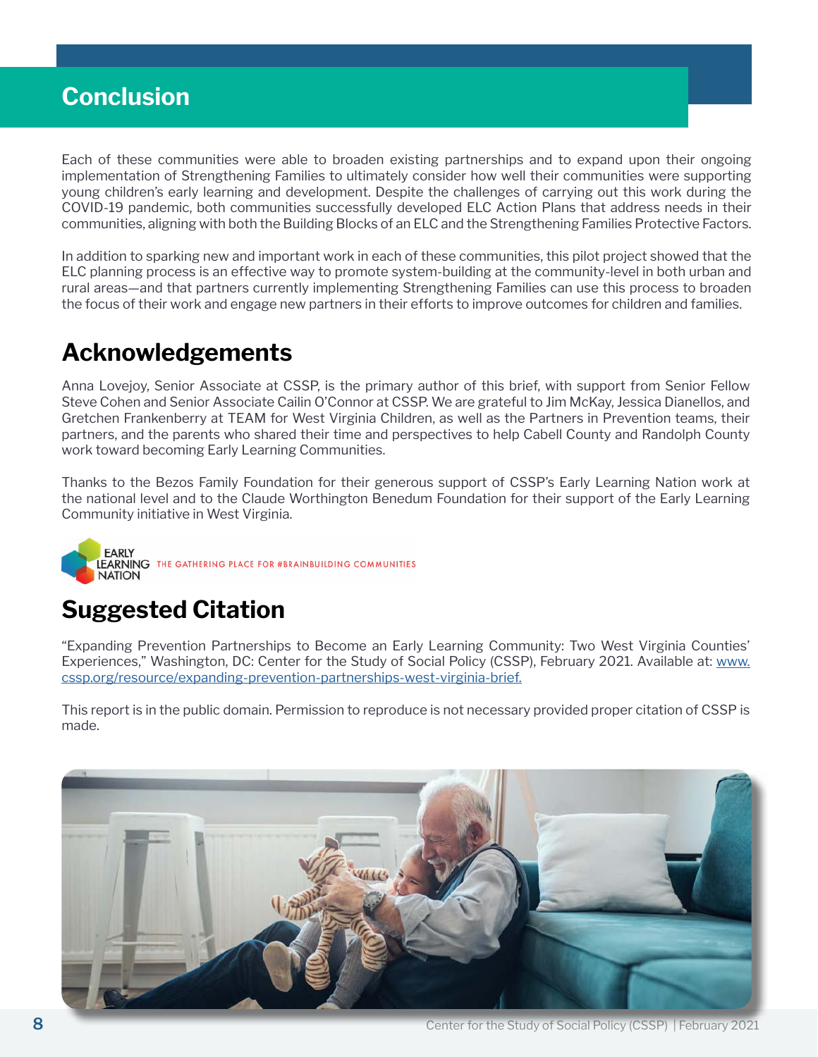## Conclusion

Each of these communities were able to broaden existing partnerships and to expand upon their ongoing implementation of Strengthening Families to ultimately consider how well their communities were supporting young children's early learning and development. Despite the challenges of carrying out this work during the COVID-19 pandemic, both communities successfully developed ELC Action Plans that address needs in their communities, aligning with both the Building Blocks of an ELC and the Strengthening Families Protective Factors.

In addition to sparking new and important work in each of these communities, this pilot project showed that the ELC planning process is an effective way to promote system-building at the community-level in both urban and rural areas—and that partners currently implementing Strengthening Families can use this process to broaden the focus of their work and engage new partners in their efforts to improve outcomes for children and families.

## Acknowledgements

Anna Lovejoy, Senior Associate at CSSP, is the primary author of this brief, with support from Senior Fellow Steve Cohen and Senior Associate Cailin O'Connor at CSSP. We are grateful to Jim McKay, Jessica Dianellos, and Gretchen Frankenberry at TEAM for West Virginia Children, as well as the Partners in Prevention teams, their partners, and the parents who shared their time and perspectives to help Cabell County and Randolph County work toward becoming Early Learning Communities.

Thanks to the Bezos Family Foundation for their generous support of CSSP's Early Learning Nation work at the national level and to the Claude Worthington Benedum Foundation for their support of the Early Learning Community initiative in West Virginia.

EARLY LEARNING NATION THE GATHERING PLACE FOR #BRAINBUILDING COMMUNITIES

## Suggested Citation

"Expanding Prevention Partnerships to Become an Early Learning Community: Two West Virginia Counties' Experiences," Washington, DC: Center for the Study of Social Policy (CSSP), February 2021. Available at: www.cssp.org/resource/expanding-prevention-partnerships-west-virginia-brief.

This report is in the public domain. Permission to reproduce is not necessary provided proper citation of CSSP is made.